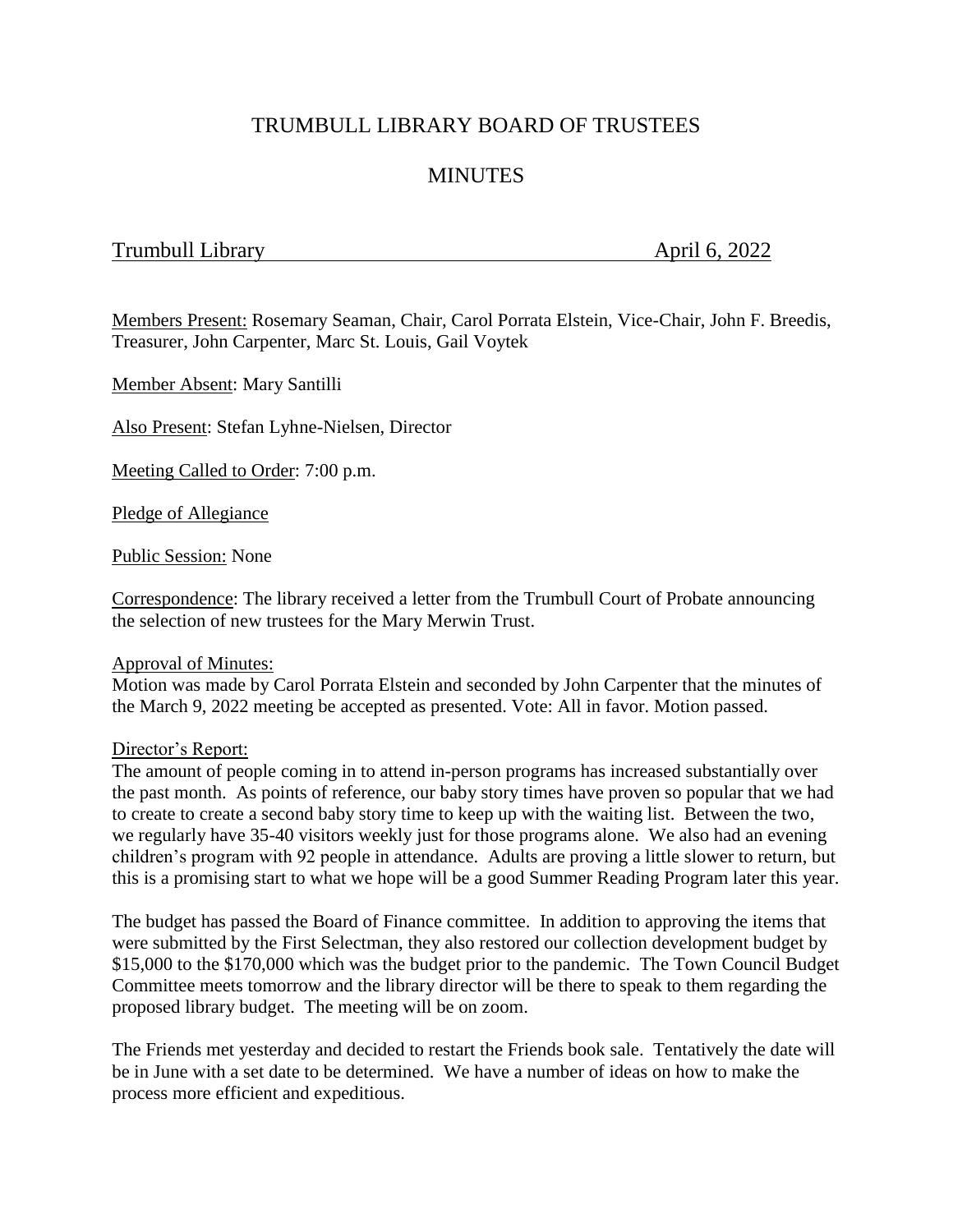# TRUMBULL LIBRARY BOARD OF TRUSTEES

## MINUTES

Trumbull Library April 6, 2022

Members Present: Rosemary Seaman, Chair, Carol Porrata Elstein, Vice-Chair, John F. Breedis, Treasurer, John Carpenter, Marc St. Louis, Gail Voytek

Member Absent: Mary Santilli

Also Present: Stefan Lyhne-Nielsen, Director

Meeting Called to Order: 7:00 p.m.

Pledge of Allegiance

Public Session: None

Correspondence: The library received a letter from the Trumbull Court of Probate announcing the selection of new trustees for the Mary Merwin Trust.

Approval of Minutes:
Motion was made by Carol Porrata Elstein and seconded by John Carpenter that the minutes of the March 9, 2022 meeting be accepted as presented. Vote: All in favor. Motion passed.

Director's Report:
The amount of people coming in to attend in-person programs has increased substantially over the past month. As points of reference, our baby story times have proven so popular that we had to create to create a second baby story time to keep up with the waiting list. Between the two, we regularly have 35-40 visitors weekly just for those programs alone. We also had an evening children's program with 92 people in attendance. Adults are proving a little slower to return, but this is a promising start to what we hope will be a good Summer Reading Program later this year.

The budget has passed the Board of Finance committee. In addition to approving the items that were submitted by the First Selectman, they also restored our collection development budget by $15,000 to the $170,000 which was the budget prior to the pandemic. The Town Council Budget Committee meets tomorrow and the library director will be there to speak to them regarding the proposed library budget. The meeting will be on zoom.

The Friends met yesterday and decided to restart the Friends book sale. Tentatively the date will be in June with a set date to be determined. We have a number of ideas on how to make the process more efficient and expeditious.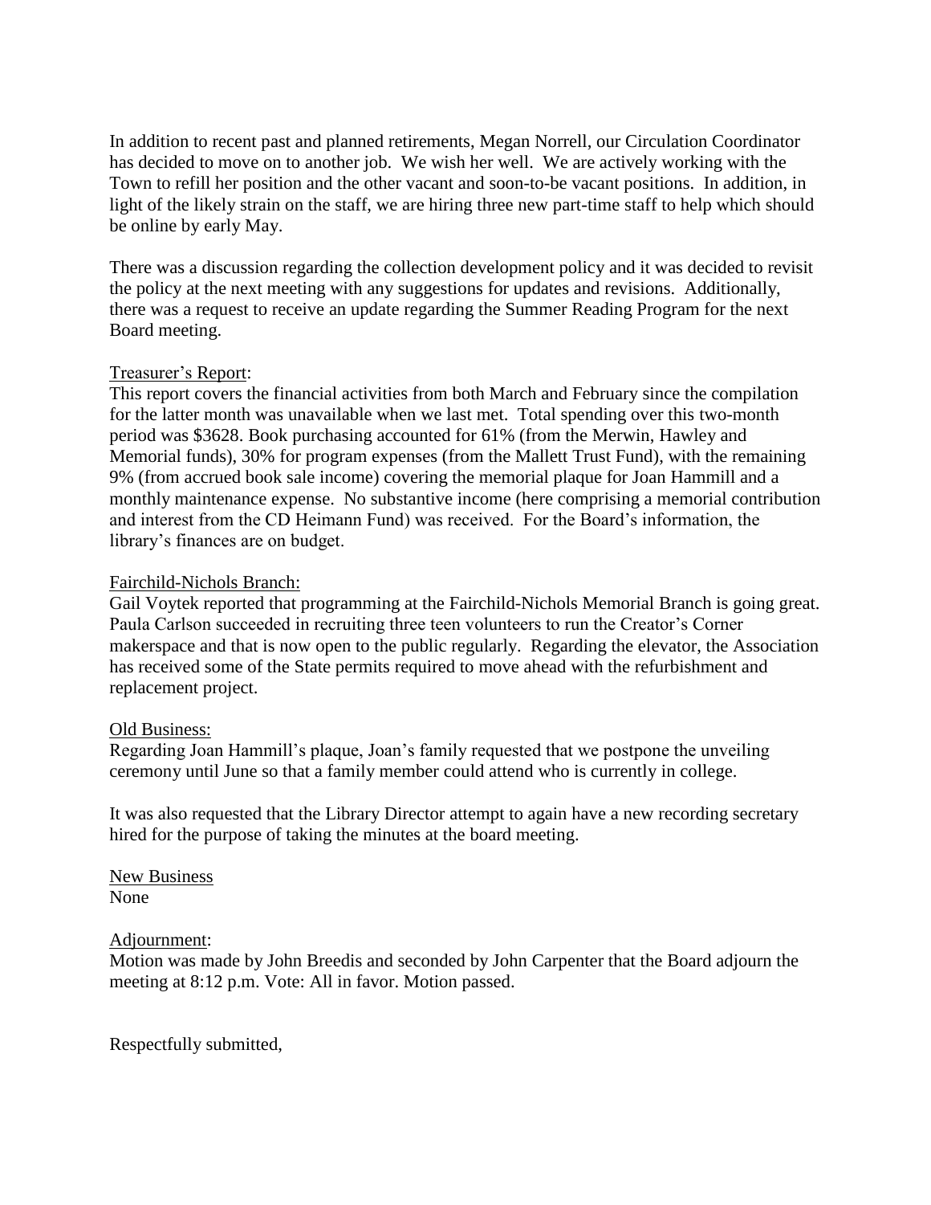In addition to recent past and planned retirements, Megan Norrell, our Circulation Coordinator has decided to move on to another job. We wish her well. We are actively working with the Town to refill her position and the other vacant and soon-to-be vacant positions. In addition, in light of the likely strain on the staff, we are hiring three new part-time staff to help which should be online by early May.

There was a discussion regarding the collection development policy and it was decided to revisit the policy at the next meeting with any suggestions for updates and revisions. Additionally, there was a request to receive an update regarding the Summer Reading Program for the next Board meeting.

Treasurer's Report:
This report covers the financial activities from both March and February since the compilation for the latter month was unavailable when we last met. Total spending over this two-month period was $3628. Book purchasing accounted for 61% (from the Merwin, Hawley and Memorial funds), 30% for program expenses (from the Mallett Trust Fund), with the remaining 9% (from accrued book sale income) covering the memorial plaque for Joan Hammill and a monthly maintenance expense. No substantive income (here comprising a memorial contribution and interest from the CD Heimann Fund) was received. For the Board's information, the library's finances are on budget.

Fairchild-Nichols Branch:
Gail Voytek reported that programming at the Fairchild-Nichols Memorial Branch is going great. Paula Carlson succeeded in recruiting three teen volunteers to run the Creator's Corner makerspace and that is now open to the public regularly. Regarding the elevator, the Association has received some of the State permits required to move ahead with the refurbishment and replacement project.

Old Business:
Regarding Joan Hammill's plaque, Joan's family requested that we postpone the unveiling ceremony until June so that a family member could attend who is currently in college.

It was also requested that the Library Director attempt to again have a new recording secretary hired for the purpose of taking the minutes at the board meeting.

New Business
None

Adjournment:
Motion was made by John Breedis and seconded by John Carpenter that the Board adjourn the meeting at 8:12 p.m. Vote: All in favor. Motion passed.

Respectfully submitted,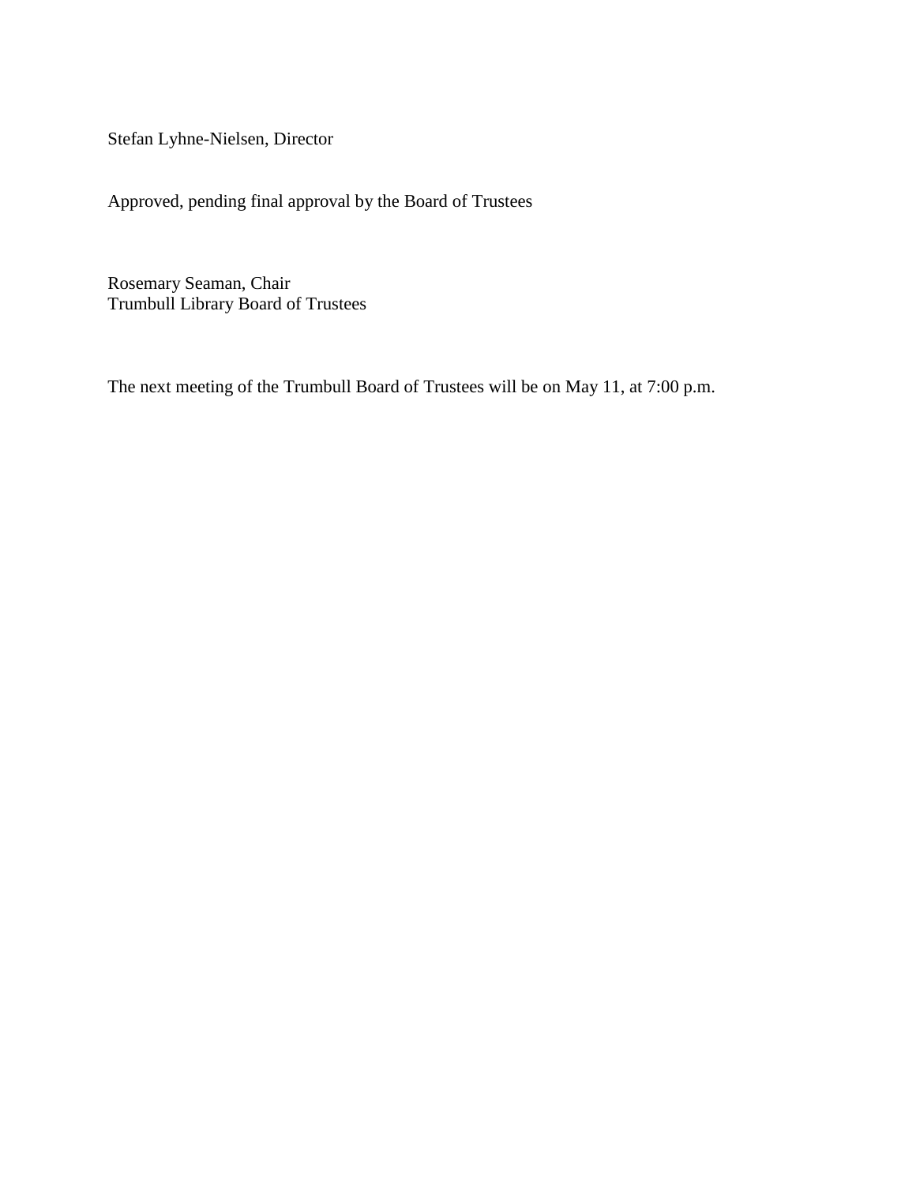Stefan Lyhne-Nielsen, Director

Approved, pending final approval by the Board of Trustees

Rosemary Seaman, Chair
Trumbull Library Board of Trustees

The next meeting of the Trumbull Board of Trustees will be on May 11, at 7:00 p.m.